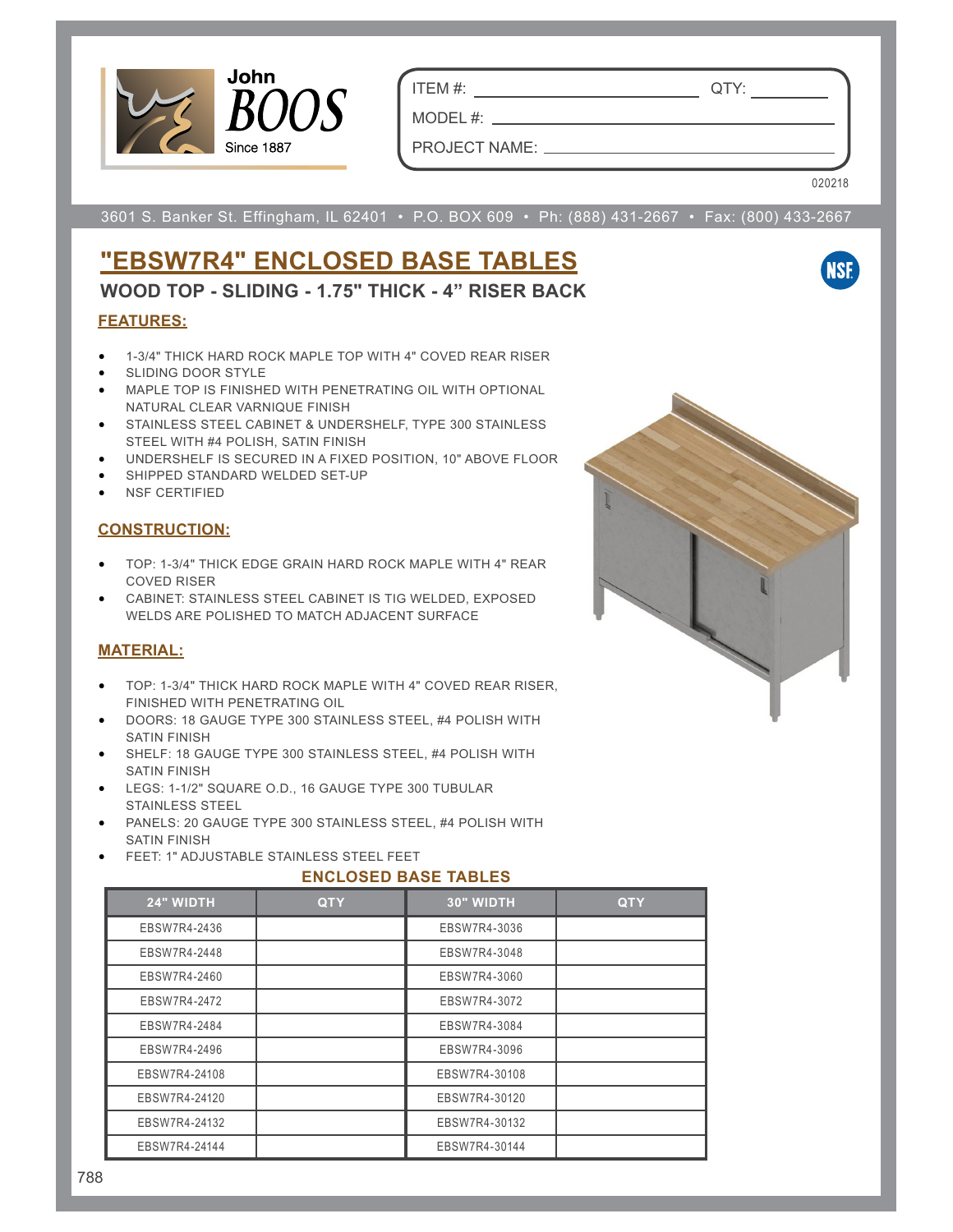John BOOS Since 1887

ITEM #: ____________ QTY: ________

MODEL #: ____________

PROJECT NAME: ____________

020218

3601 S. Banker St. Effingham, IL 62401 • P.O. BOX 609 • Ph: (888) 431-2667 • Fax: (800) 433-2667

# "EBSW7R4" ENCLOSED BASE TABLES

## WOOD TOP - SLIDING - 1.75" THICK - 4" RISER BACK

### FEATURES:

- 1-3/4" THICK HARD ROCK MAPLE TOP WITH 4" COVED REAR RISER
- SLIDING DOOR STYLE
- MAPLE TOP IS FINISHED WITH PENETRATING OIL WITH OPTIONAL NATURAL CLEAR VARNIQUE FINISH
- STAINLESS STEEL CABINET & UNDERSHELF, TYPE 300 STAINLESS STEEL WITH #4 POLISH, SATIN FINISH
- UNDERSHELF IS SECURED IN A FIXED POSITION, 10" ABOVE FLOOR
- SHIPPED STANDARD WELDED SET-UP
- NSF CERTIFIED

### CONSTRUCTION:

- TOP: 1-3/4" THICK EDGE GRAIN HARD ROCK MAPLE WITH 4" REAR COVED RISER
- CABINET: STAINLESS STEEL CABINET IS TIG WELDED, EXPOSED WELDS ARE POLISHED TO MATCH ADJACENT SURFACE

### MATERIAL:

- TOP: 1-3/4" THICK HARD ROCK MAPLE WITH 4" COVED REAR RISER, FINISHED WITH PENETRATING OIL
- DOORS: 18 GAUGE TYPE 300 STAINLESS STEEL, #4 POLISH WITH SATIN FINISH
- SHELF: 18 GAUGE TYPE 300 STAINLESS STEEL, #4 POLISH WITH SATIN FINISH
- LEGS: 1-1/2" SQUARE O.D., 16 GAUGE TYPE 300 TUBULAR STAINLESS STEEL
- PANELS: 20 GAUGE TYPE 300 STAINLESS STEEL, #4 POLISH WITH SATIN FINISH
- FEET: 1" ADJUSTABLE STAINLESS STEEL FEET

### ENCLOSED BASE TABLES

| 24" WIDTH | QTY | 30" WIDTH | QTY |
|---|---|---|---|
| EBSW7R4-2436 | | EBSW7R4-3036 | |
| EBSW7R4-2448 | | EBSW7R4-3048 | |
| EBSW7R4-2460 | | EBSW7R4-3060 | |
| EBSW7R4-2472 | | EBSW7R4-3072 | |
| EBSW7R4-2484 | | EBSW7R4-3084 | |
| EBSW7R4-2496 | | EBSW7R4-3096 | |
| EBSW7R4-24108 | | EBSW7R4-30108 | |
| EBSW7R4-24120 | | EBSW7R4-30120 | |
| EBSW7R4-24132 | | EBSW7R4-30132 | |
| EBSW7R4-24144 | | EBSW7R4-30144 | |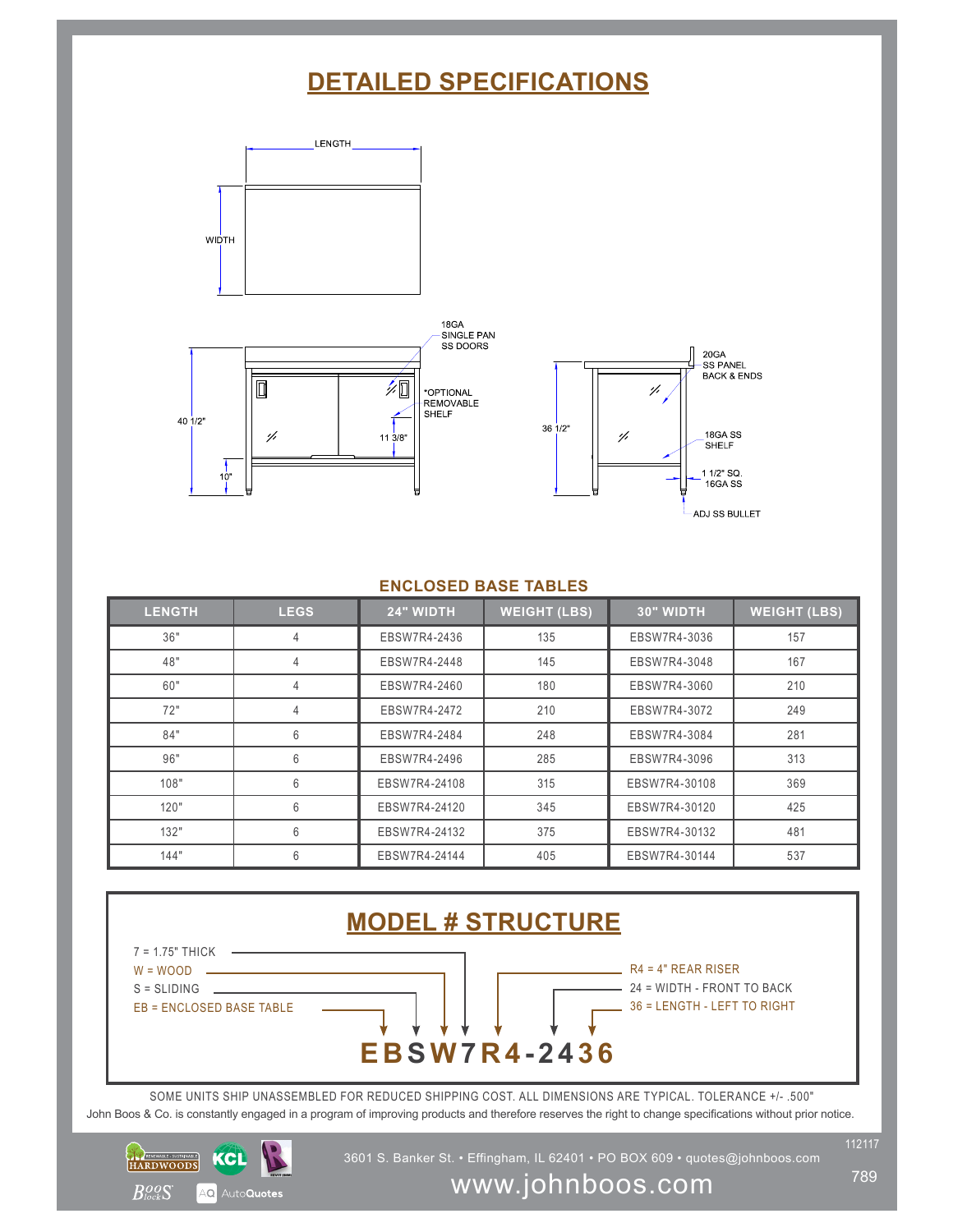# DETAILED SPECIFICATIONS

LENGTH

WIDTH

18GA SINGLE PAN SS DOORS

*OPTIONAL REMOVABLE SHELF

40 1/2"

10"

11 3/8"

20GA SS PANEL BACK & ENDS

36 1/2"

18GA SS SHELF

1 1/2" SQ. 16GA SS

ADJ SS BULLET

## ENCLOSED BASE TABLES

| LENGTH | LEGS | 24" WIDTH | WEIGHT (LBS) | 30" WIDTH | WEIGHT (LBS) |
|---|---|---|---|---|---|
| 36" | 4 | EBSW7R4-2436 | 135 | EBSW7R4-3036 | 157 |
| 48" | 4 | EBSW7R4-2448 | 145 | EBSW7R4-3048 | 167 |
| 60" | 4 | EBSW7R4-2460 | 180 | EBSW7R4-3060 | 210 |
| 72" | 4 | EBSW7R4-2472 | 210 | EBSW7R4-3072 | 249 |
| 84" | 6 | EBSW7R4-2484 | 248 | EBSW7R4-3084 | 281 |
| 96" | 6 | EBSW7R4-2496 | 285 | EBSW7R4-3096 | 313 |
| 108" | 6 | EBSW7R4-24108 | 315 | EBSW7R4-30108 | 369 |
| 120" | 6 | EBSW7R4-24120 | 345 | EBSW7R4-30120 | 425 |
| 132" | 6 | EBSW7R4-24132 | 375 | EBSW7R4-30132 | 481 |
| 144" | 6 | EBSW7R4-24144 | 405 | EBSW7R4-30144 | 537 |

## MODEL # STRUCTURE

7 = 1.75" THICK
W = WOOD
S = SLIDING
EB = ENCLOSED BASE TABLE

R4 = 4" REAR RISER
24 = WIDTH - FRONT TO BACK
36 = LENGTH - LEFT TO RIGHT

**EBSW7R4-2436**

SOME UNITS SHIP UNASSEMBLED FOR REDUCED SHIPPING COST. ALL DIMENSIONS ARE TYPICAL. TOLERANCE +/- .500"

John Boos & Co. is constantly engaged in a program of improving products and therefore reserves the right to change specifications without prior notice.

3601 S. Banker St. • Effingham, IL 62401 • PO BOX 609 • quotes@johnboos.com

www.johnboos.com

112117